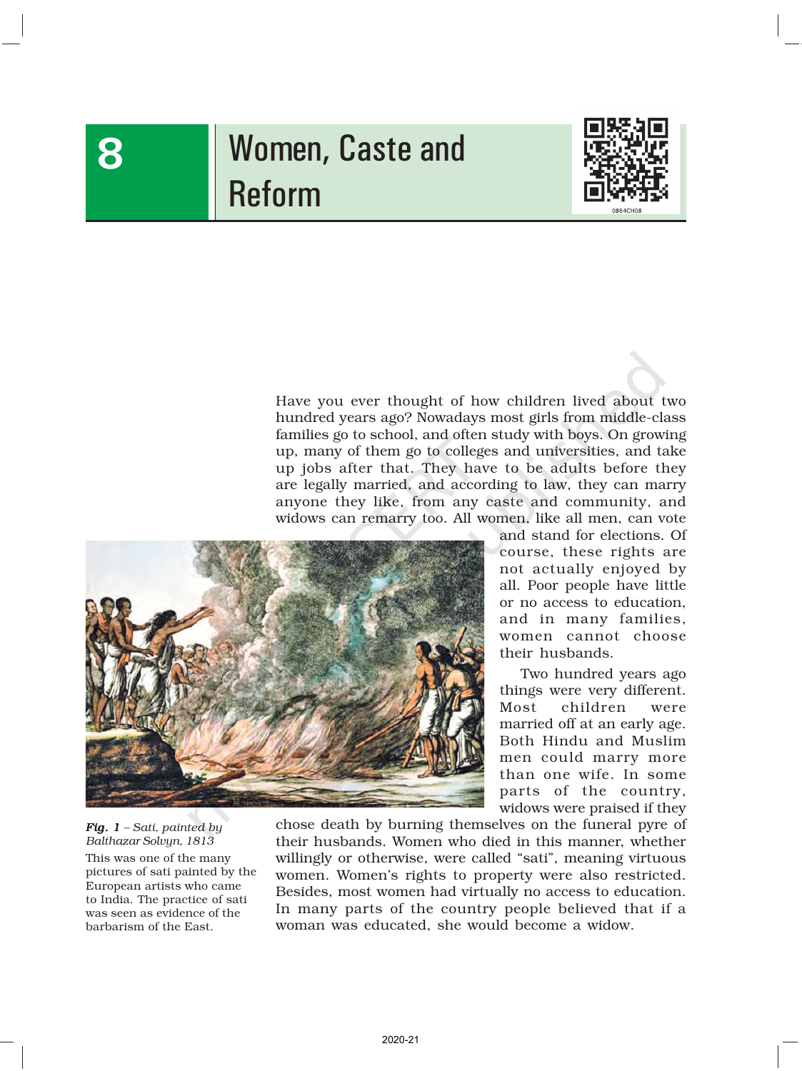# 8 Women, Caste and Reform

Have you ever thought of how children lived about two hundred years ago? Nowadays most girls from middle-class families go to school, and often study with boys. On growing up, many of them go to colleges and universities, and take up jobs after that. They have to be adults before they are legally married, and according to law, they can marry anyone they like, from any caste and community, and widows can remarry too. All women, like all men, can vote and stand for elections. Of course, these rights are not actually enjoyed by all. Poor people have little or no access to education, and in many families, women cannot choose their husbands.

Two hundred years ago things were very different. Most children were married off at an early age. Both Hindu and Muslim men could marry more than one wife. In some parts of the country, widows were praised if they chose death by burning themselves on the funeral pyre of their husbands. Women who died in this manner, whether willingly or otherwise, were called "sati", meaning virtuous women. Women's rights to property were also restricted. Besides, most women had virtually no access to education. In many parts of the country people believed that if a woman was educated, she would become a widow.

***Fig. 1** – Sati, painted by Balthazar Solvyn, 1813*

This was one of the many pictures of sati painted by the European artists who came to India. The practice of sati was seen as evidence of the barbarism of the East.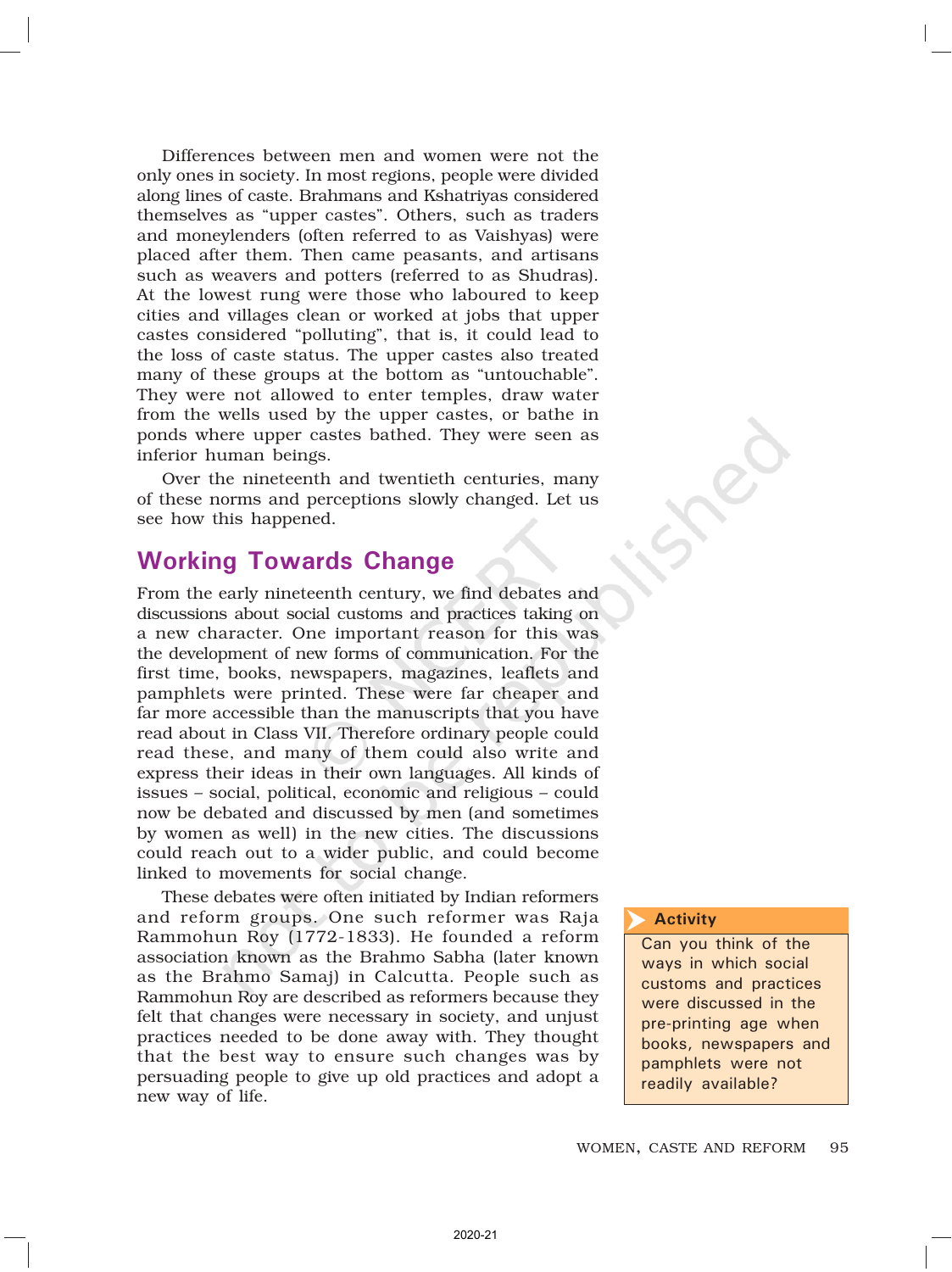Differences between men and women were not the only ones in society. In most regions, people were divided along lines of caste. Brahmans and Kshatriyas considered themselves as "upper castes". Others, such as traders and moneylenders (often referred to as Vaishyas) were placed after them. Then came peasants, and artisans such as weavers and potters (referred to as Shudras). At the lowest rung were those who laboured to keep cities and villages clean or worked at jobs that upper castes considered "polluting", that is, it could lead to the loss of caste status. The upper castes also treated many of these groups at the bottom as "untouchable". They were not allowed to enter temples, draw water from the wells used by the upper castes, or bathe in ponds where upper castes bathed. They were seen as inferior human beings.

Over the nineteenth and twentieth centuries, many of these norms and perceptions slowly changed. Let us see how this happened.

## Working Towards Change

From the early nineteenth century, we find debates and discussions about social customs and practices taking on a new character. One important reason for this was the development of new forms of communication. For the first time, books, newspapers, magazines, leaflets and pamphlets were printed. These were far cheaper and far more accessible than the manuscripts that you have read about in Class VII. Therefore ordinary people could read these, and many of them could also write and express their ideas in their own languages. All kinds of issues – social, political, economic and religious – could now be debated and discussed by men (and sometimes by women as well) in the new cities. The discussions could reach out to a wider public, and could become linked to movements for social change.

These debates were often initiated by Indian reformers and reform groups. One such reformer was Raja Rammohun Roy (1772-1833). He founded a reform association known as the Brahmo Sabha (later known as the Brahmo Samaj) in Calcutta. People such as Rammohun Roy are described as reformers because they felt that changes were necessary in society, and unjust practices needed to be done away with. They thought that the best way to ensure such changes was by persuading people to give up old practices and adopt a new way of life.

**Activity**

Can you think of the ways in which social customs and practices were discussed in the pre-printing age when books, newspapers and pamphlets were not readily available?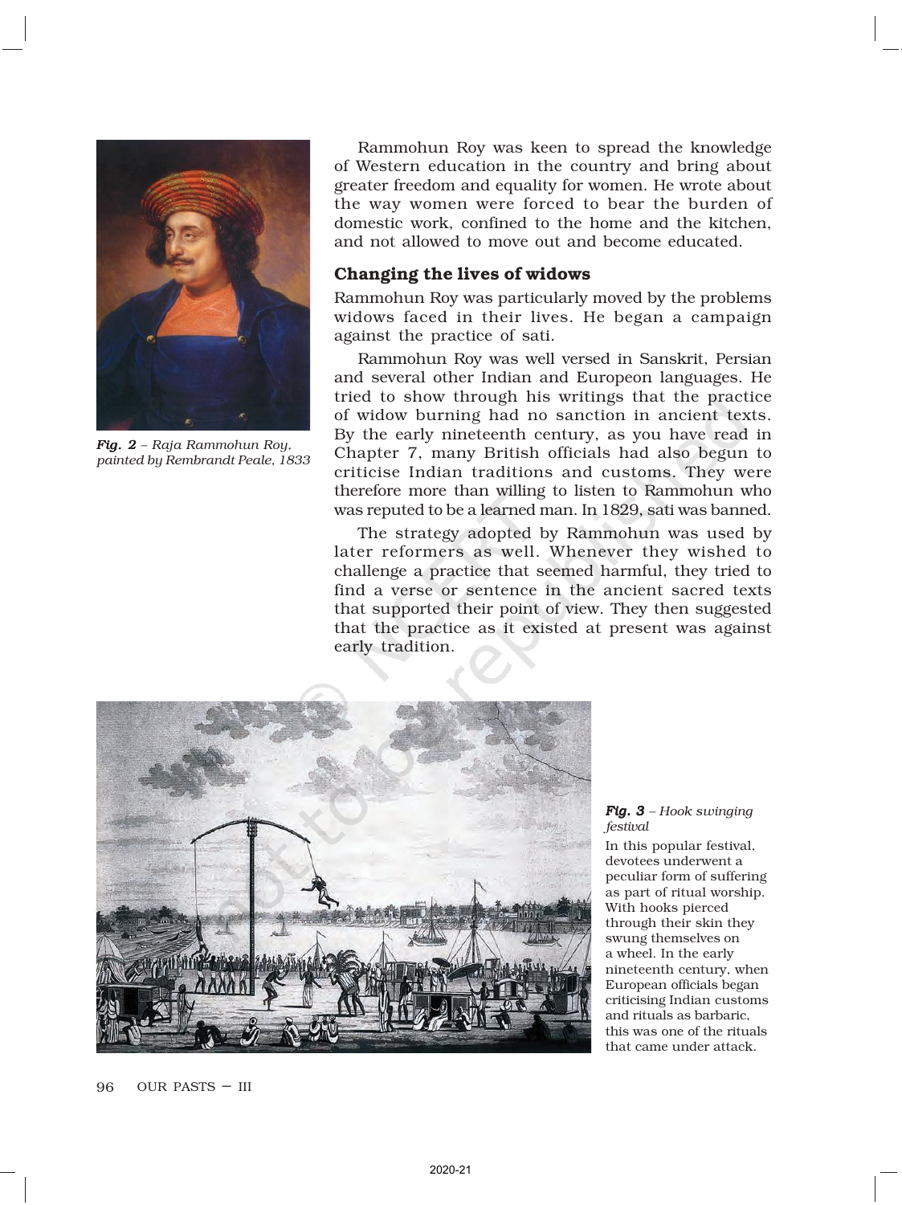*Fig. 2 – Raja Rammohun Roy, painted by Rembrandt Peale, 1833*

Rammohun Roy was keen to spread the knowledge of Western education in the country and bring about greater freedom and equality for women. He wrote about the way women were forced to bear the burden of domestic work, confined to the home and the kitchen, and not allowed to move out and become educated.

### Changing the lives of widows

Rammohun Roy was particularly moved by the problems widows faced in their lives. He began a campaign against the practice of sati.

Rammohun Roy was well versed in Sanskrit, Persian and several other Indian and Europeon languages. He tried to show through his writings that the practice of widow burning had no sanction in ancient texts. By the early nineteenth century, as you have read in Chapter 7, many British officials had also begun to criticise Indian traditions and customs. They were therefore more than willing to listen to Rammohun who was reputed to be a learned man. In 1829, sati was banned.

The strategy adopted by Rammohun was used by later reformers as well. Whenever they wished to challenge a practice that seemed harmful, they tried to find a verse or sentence in the ancient sacred texts that supported their point of view. They then suggested that the practice as it existed at present was against early tradition.

***Fig. 3** – Hook swinging festival*

In this popular festival, devotees underwent a peculiar form of suffering as part of ritual worship. With hooks pierced through their skin they swung themselves on a wheel. In the early nineteenth century, when European officials began criticising Indian customs and rituals as barbaric, this was one of the rituals that came under attack.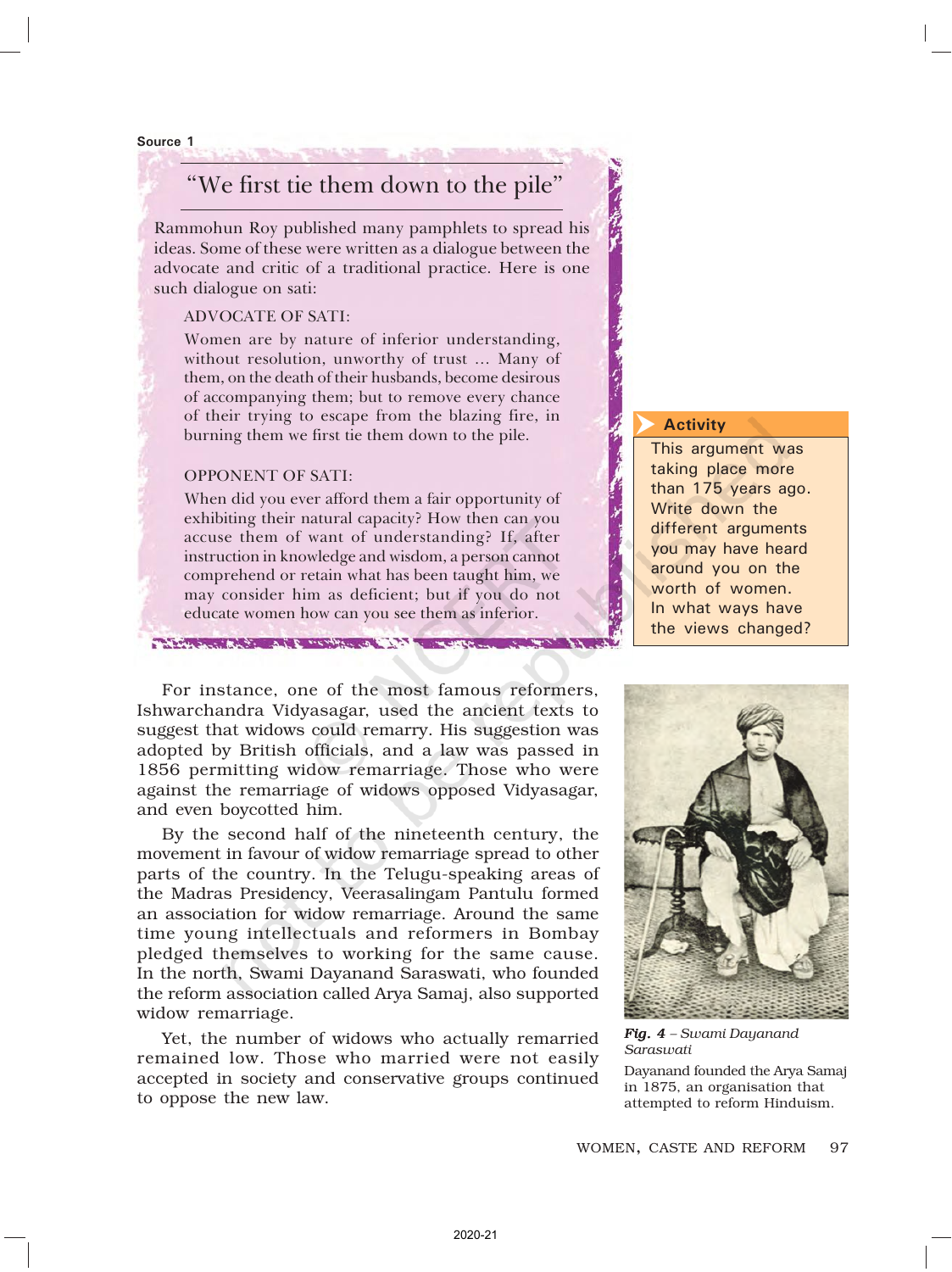Source 1

## "We first tie them down to the pile"

Rammohun Roy published many pamphlets to spread his ideas. Some of these were written as a dialogue between the advocate and critic of a traditional practice. Here is one such dialogue on sati:

ADVOCATE OF SATI:

Women are by nature of inferior understanding, without resolution, unworthy of trust ... Many of them, on the death of their husbands, become desirous of accompanying them; but to remove every chance of their trying to escape from the blazing fire, in burning them we first tie them down to the pile.

OPPONENT OF SATI:

When did you ever afford them a fair opportunity of exhibiting their natural capacity? How then can you accuse them of want of understanding? If, after instruction in knowledge and wisdom, a person cannot comprehend or retain what has been taught him, we may consider him as deficient; but if you do not educate women how can you see them as inferior.

**Activity**

This argument was taking place more than 175 years ago. Write down the different arguments you may have heard around you on the worth of women. In what ways have the views changed?

For instance, one of the most famous reformers, Ishwarchandra Vidyasagar, used the ancient texts to suggest that widows could remarry. His suggestion was adopted by British officials, and a law was passed in 1856 permitting widow remarriage. Those who were against the remarriage of widows opposed Vidyasagar, and even boycotted him.

By the second half of the nineteenth century, the movement in favour of widow remarriage spread to other parts of the country. In the Telugu-speaking areas of the Madras Presidency, Veerasalingam Pantulu formed an association for widow remarriage. Around the same time young intellectuals and reformers in Bombay pledged themselves to working for the same cause. In the north, Swami Dayanand Saraswati, who founded the reform association called Arya Samaj, also supported widow remarriage.

Yet, the number of widows who actually remarried remained low. Those who married were not easily accepted in society and conservative groups continued to oppose the new law.

***Fig. 4** – Swami Dayanand Saraswati*

Dayanand founded the Arya Samaj in 1875, an organisation that attempted to reform Hinduism.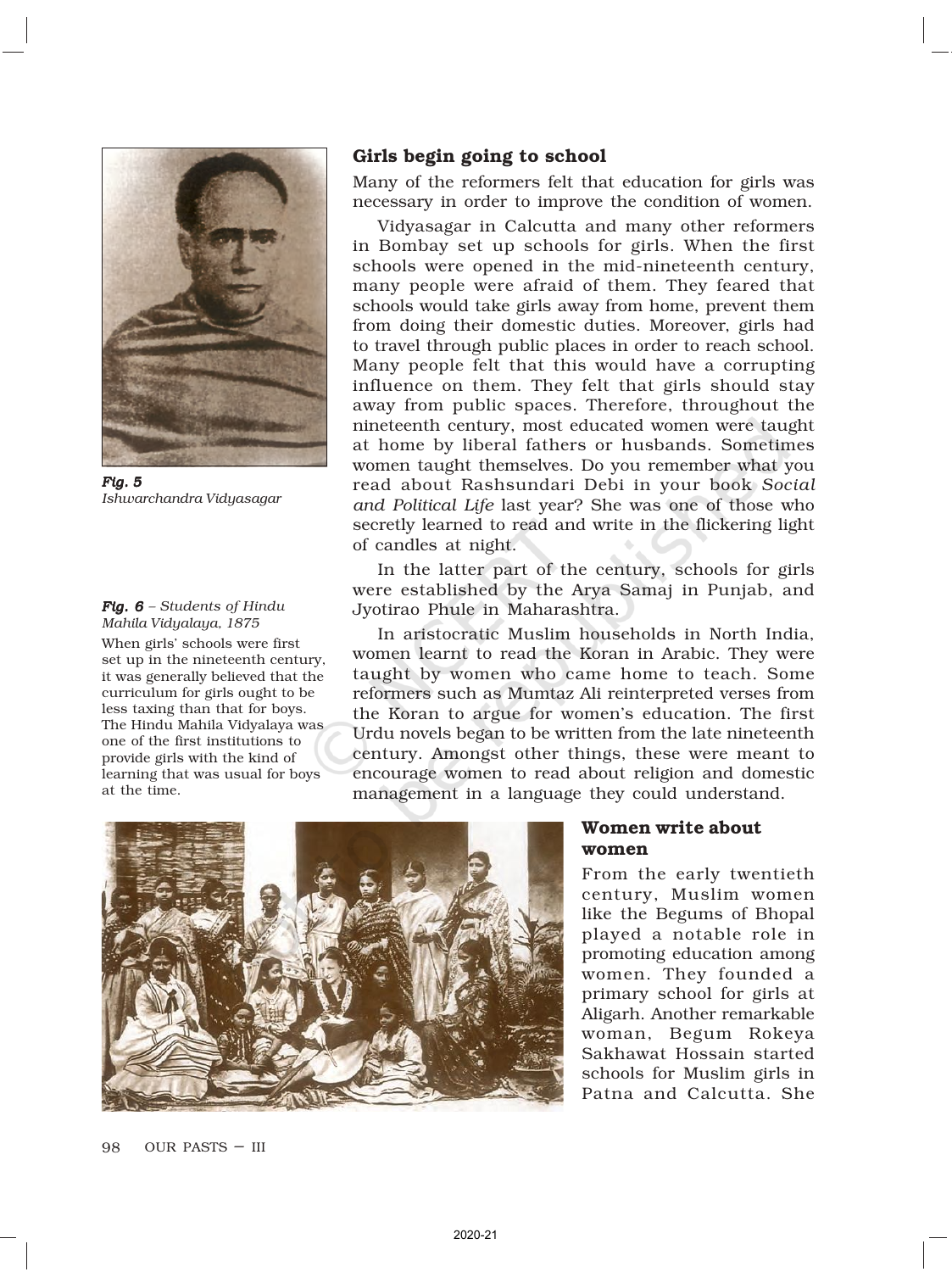Fig. 5
*Ishwarchandra Vidyasagar*

## Girls begin going to school

Many of the reformers felt that education for girls was necessary in order to improve the condition of women.

Vidyasagar in Calcutta and many other reformers in Bombay set up schools for girls. When the first schools were opened in the mid-nineteenth century, many people were afraid of them. They feared that schools would take girls away from home, prevent them from doing their domestic duties. Moreover, girls had to travel through public places in order to reach school. Many people felt that this would have a corrupting influence on them. They felt that girls should stay away from public spaces. Therefore, throughout the nineteenth century, most educated women were taught at home by liberal fathers or husbands. Sometimes women taught themselves. Do you remember what you read about Rashsundari Debi in your book *Social and Political Life* last year? She was one of those who secretly learned to read and write in the flickering light of candles at night.

In the latter part of the century, schools for girls were established by the Arya Samaj in Punjab, and Jyotirao Phule in Maharashtra.

In aristocratic Muslim households in North India, women learnt to read the Koran in Arabic. They were taught by women who came home to teach. Some reformers such as Mumtaz Ali reinterpreted verses from the Koran to argue for women's education. The first Urdu novels began to be written from the late nineteenth century. Amongst other things, these were meant to encourage women to read about religion and domestic management in a language they could understand.

**Fig. 6** – *Students of Hindu Mahila Vidyalaya, 1875*

When girls' schools were first set up in the nineteenth century, it was generally believed that the curriculum for girls ought to be less taxing than that for boys. The Hindu Mahila Vidyalaya was one of the first institutions to provide girls with the kind of learning that was usual for boys at the time.

## Women write about women

From the early twentieth century, Muslim women like the Begums of Bhopal played a notable role in promoting education among women. They founded a primary school for girls at Aligarh. Another remarkable woman, Begum Rokeya Sakhawat Hossain started schools for Muslim girls in Patna and Calcutta. She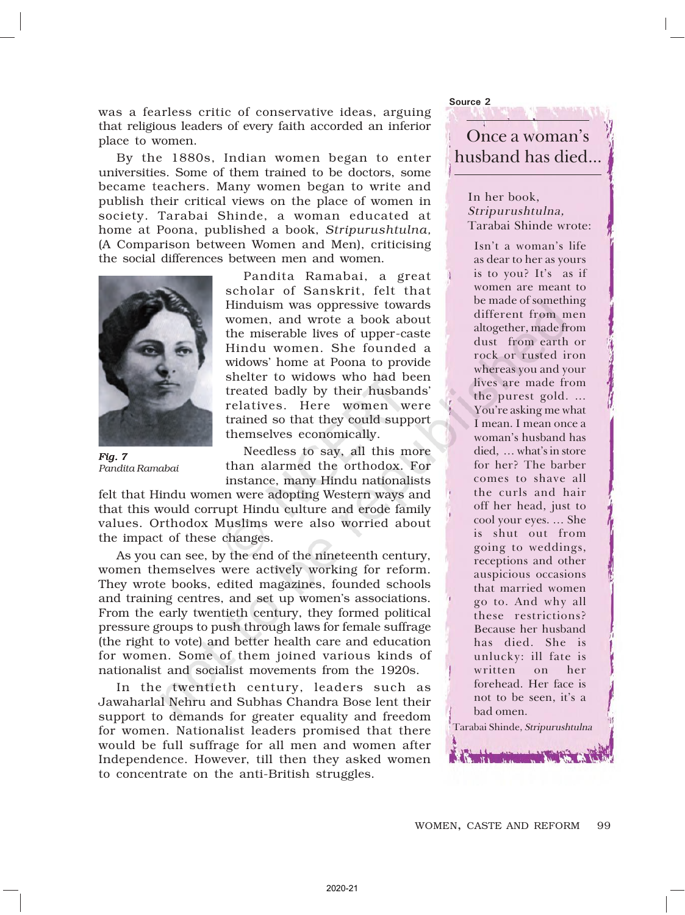was a fearless critic of conservative ideas, arguing that religious leaders of every faith accorded an inferior place to women.

By the 1880s, Indian women began to enter universities. Some of them trained to be doctors, some became teachers. Many women began to write and publish their critical views on the place of women in society. Tarabai Shinde, a woman educated at home at Poona, published a book, *Stripurushtulna*, (A Comparison between Women and Men), criticising the social differences between men and women.

Pandita Ramabai, a great scholar of Sanskrit, felt that Hinduism was oppressive towards women, and wrote a book about the miserable lives of upper-caste Hindu women. She founded a widows' home at Poona to provide shelter to widows who had been treated badly by their husbands' relatives. Here women were trained so that they could support themselves economically.

***Fig. 7***
*Pandita Ramabai*

Needless to say, all this more than alarmed the orthodox. For instance, many Hindu nationalists felt that Hindu women were adopting Western ways and that this would corrupt Hindu culture and erode family values. Orthodox Muslims were also worried about the impact of these changes.

As you can see, by the end of the nineteenth century, women themselves were actively working for reform. They wrote books, edited magazines, founded schools and training centres, and set up women's associations. From the early twentieth century, they formed political pressure groups to push through laws for female suffrage (the right to vote) and better health care and education for women. Some of them joined various kinds of nationalist and socialist movements from the 1920s.

In the twentieth century, leaders such as Jawaharlal Nehru and Subhas Chandra Bose lent their support to demands for greater equality and freedom for women. Nationalist leaders promised that there would be full suffrage for all men and women after Independence. However, till then they asked women to concentrate on the anti-British struggles.

**Source 2**

## Once a woman's husband has died...

In her book, *Stripurushtulna,* Tarabai Shinde wrote:

Isn't a woman's life as dear to her as yours is to you? It's as if women are meant to be made of something different from men altogether, made from dust from earth or rock or rusted iron whereas you and your lives are made from the purest gold. ... You're asking me what I mean. I mean once a woman's husband has died, ... what's in store for her? The barber comes to shave all the curls and hair off her head, just to cool your eyes. ... She is shut out from going to weddings, receptions and other auspicious occasions that married women go to. And why all these restrictions? Because her husband has died. She is unlucky: ill fate is written on her forehead. Her face is not to be seen, it's a bad omen.

Tarabai Shinde, *Stripurushtulna*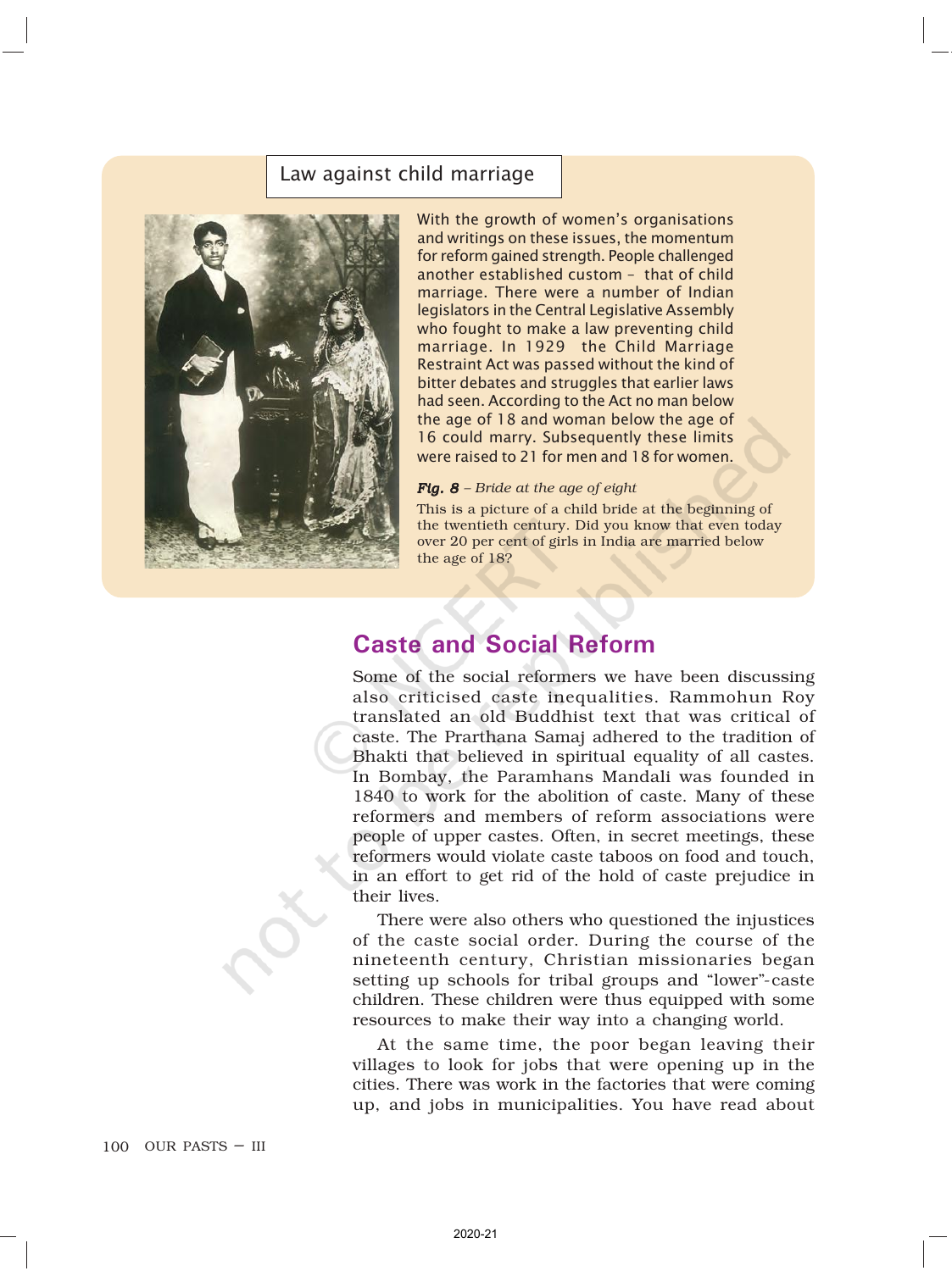## Law against child marriage

With the growth of women's organisations and writings on these issues, the momentum for reform gained strength. People challenged another established custom – that of child marriage. There were a number of Indian legislators in the Central Legislative Assembly who fought to make a law preventing child marriage. In 1929 the Child Marriage Restraint Act was passed without the kind of bitter debates and struggles that earlier laws had seen. According to the Act no man below the age of 18 and woman below the age of 16 could marry. Subsequently these limits were raised to 21 for men and 18 for women.

***Fig. 8*** *– Bride at the age of eight*

This is a picture of a child bride at the beginning of the twentieth century. Did you know that even today over 20 per cent of girls in India are married below the age of 18?

## Caste and Social Reform

Some of the social reformers we have been discussing also criticised caste inequalities. Rammohun Roy translated an old Buddhist text that was critical of caste. The Prarthana Samaj adhered to the tradition of Bhakti that believed in spiritual equality of all castes. In Bombay, the Paramhans Mandali was founded in 1840 to work for the abolition of caste. Many of these reformers and members of reform associations were people of upper castes. Often, in secret meetings, these reformers would violate caste taboos on food and touch, in an effort to get rid of the hold of caste prejudice in their lives.

There were also others who questioned the injustices of the caste social order. During the course of the nineteenth century, Christian missionaries began setting up schools for tribal groups and "lower"-caste children. These children were thus equipped with some resources to make their way into a changing world.

At the same time, the poor began leaving their villages to look for jobs that were opening up in the cities. There was work in the factories that were coming up, and jobs in municipalities. You have read about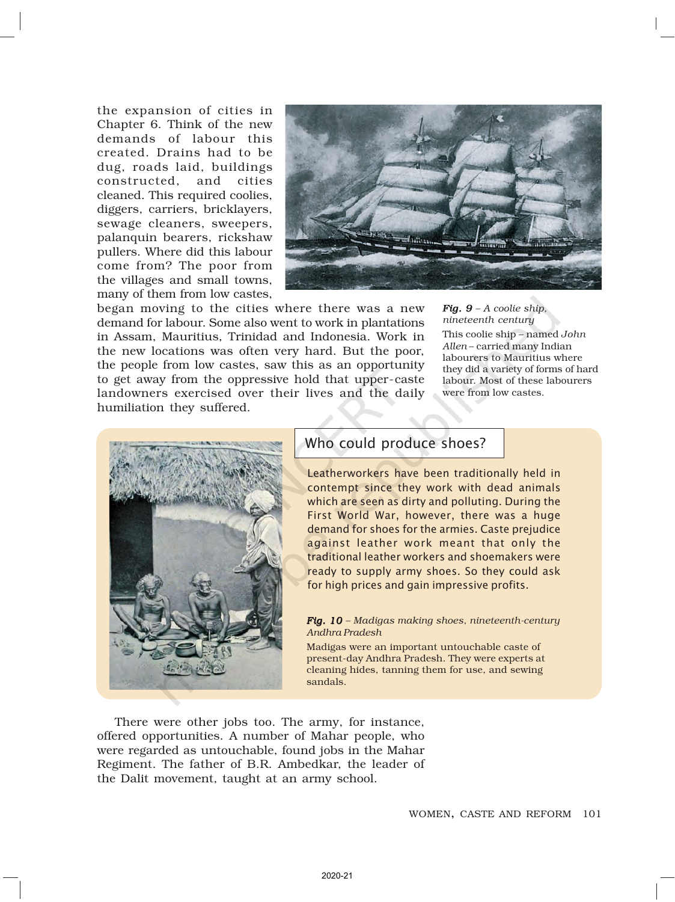the expansion of cities in Chapter 6. Think of the new demands of labour this created. Drains had to be dug, roads laid, buildings constructed, and cities cleaned. This required coolies, diggers, carriers, bricklayers, sewage cleaners, sweepers, palanquin bearers, rickshaw pullers. Where did this labour come from? The poor from the villages and small towns, many of them from low castes, began moving to the cities where there was a new demand for labour. Some also went to work in plantations in Assam, Mauritius, Trinidad and Indonesia. Work in the new locations was often very hard. But the poor, the people from low castes, saw this as an opportunity to get away from the oppressive hold that upper-caste landowners exercised over their lives and the daily humiliation they suffered.

***Fig. 9*** *– A coolie ship, nineteenth century*

This coolie ship – named *John Allen* – carried many Indian labourers to Mauritius where they did a variety of forms of hard labour. Most of these labourers were from low castes.

## Who could produce shoes?

Leatherworkers have been traditionally held in contempt since they work with dead animals which are seen as dirty and polluting. During the First World War, however, there was a huge demand for shoes for the armies. Caste prejudice against leather work meant that only the traditional leather workers and shoemakers were ready to supply army shoes. So they could ask for high prices and gain impressive profits.

***Fig. 10*** *– Madigas making shoes, nineteenth-century Andhra Pradesh*

Madigas were an important untouchable caste of present-day Andhra Pradesh. They were experts at cleaning hides, tanning them for use, and sewing sandals.

There were other jobs too. The army, for instance, offered opportunities. A number of Mahar people, who were regarded as untouchable, found jobs in the Mahar Regiment. The father of B.R. Ambedkar, the leader of the Dalit movement, taught at an army school.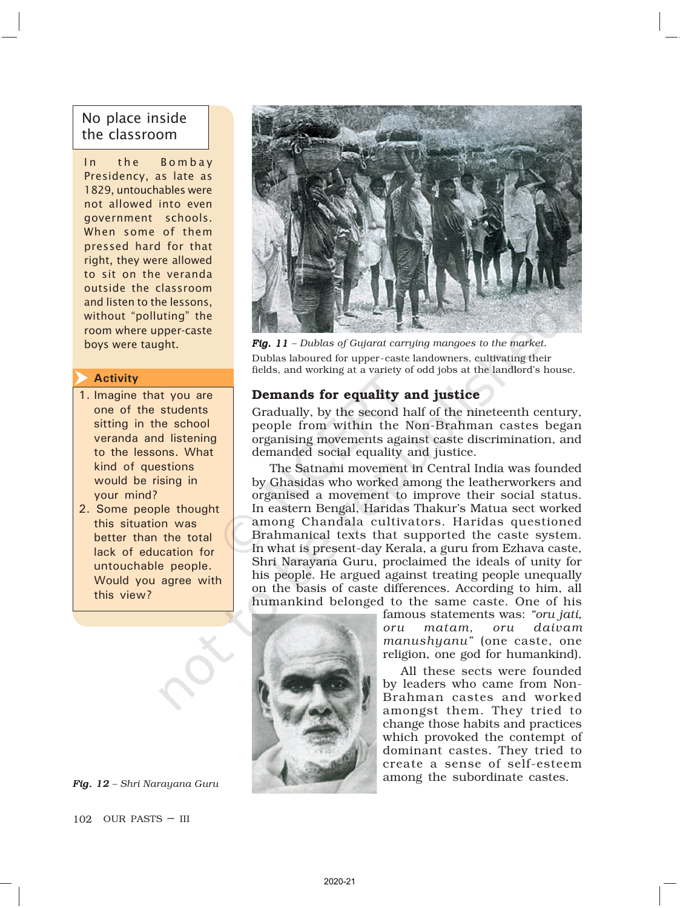### No place inside the classroom

In the Bombay Presidency, as late as 1829, untouchables were not allowed into even government schools. When some of them pressed hard for that right, they were allowed to sit on the veranda outside the classroom and listen to the lessons, without "polluting" the room where upper-caste boys were taught.

**Activity**

1. Imagine that you are one of the students sitting in the school veranda and listening to the lessons. What kind of questions would be rising in your mind?
2. Some people thought this situation was better than the total lack of education for untouchable people. Would you agree with this view?

***Fig. 11*** *– Dublas of Gujarat carrying mangoes to the market.*
Dublas laboured for upper-caste landowners, cultivating their fields, and working at a variety of odd jobs at the landlord's house.

## Demands for equality and justice

Gradually, by the second half of the nineteenth century, people from within the Non-Brahman castes began organising movements against caste discrimination, and demanded social equality and justice.

The Satnami movement in Central India was founded by Ghasidas who worked among the leatherworkers and organised a movement to improve their social status. In eastern Bengal, Haridas Thakur's Matua sect worked among Chandala cultivators. Haridas questioned Brahmanical texts that supported the caste system. In what is present-day Kerala, a guru from Ezhava caste, Shri Narayana Guru, proclaimed the ideals of unity for his people. He argued against treating people unequally on the basis of caste differences. According to him, all humankind belonged to the same caste. One of his famous statements was: *"oru jati, oru matam, oru daivam manushyanu"* (one caste, one religion, one god for humankind).

All these sects were founded by leaders who came from Non-Brahman castes and worked amongst them. They tried to change those habits and practices which provoked the contempt of dominant castes. They tried to create a sense of self-esteem among the subordinate castes.

***Fig. 12*** *– Shri Narayana Guru*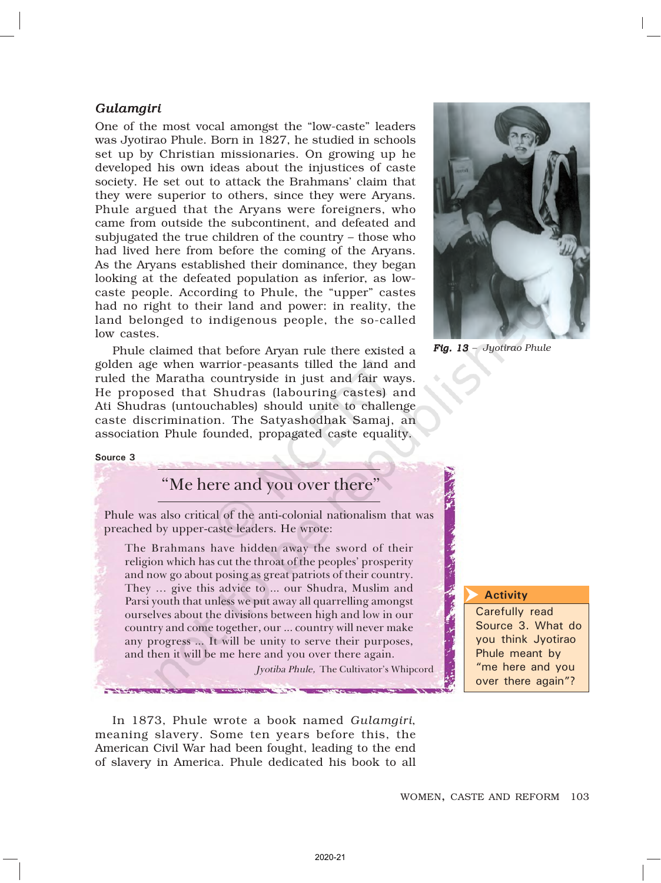### *Gulamgiri*

One of the most vocal amongst the "low-caste" leaders was Jyotirao Phule. Born in 1827, he studied in schools set up by Christian missionaries. On growing up he developed his own ideas about the injustices of caste society. He set out to attack the Brahmans' claim that they were superior to others, since they were Aryans. Phule argued that the Aryans were foreigners, who came from outside the subcontinent, and defeated and subjugated the true children of the country – those who had lived here from before the coming of the Aryans. As the Aryans established their dominance, they began looking at the defeated population as inferior, as low-caste people. According to Phule, the "upper" castes had no right to their land and power: in reality, the land belonged to indigenous people, the so-called low castes.

Phule claimed that before Aryan rule there existed a golden age when warrior-peasants tilled the land and ruled the Maratha countryside in just and fair ways. He proposed that Shudras (labouring castes) and Ati Shudras (untouchables) should unite to challenge caste discrimination. The Satyashodhak Samaj, an association Phule founded, propagated caste equality.

*Fig. 13 – Jyotirao Phule*

**Source 3**

**"Me here and you over there"**

Phule was also critical of the anti-colonial nationalism that was preached by upper-caste leaders. He wrote:

> The Brahmans have hidden away the sword of their religion which has cut the throat of the peoples' prosperity and now go about posing as great patriots of their country. They ... give this advice to ... our Shudra, Muslim and Parsi youth that unless we put away all quarrelling amongst ourselves about the divisions between high and low in our country and come together, our ... country will never make any progress ... It will be unity to serve their purposes, and then it will be me here and you over there again.

*Jyotiba Phule,* The Cultivator's Whipcord

**Activity**

Carefully read Source 3. What do you think Jyotirao Phule meant by "me here and you over there again"?

In 1873, Phule wrote a book named *Gulamgiri*, meaning slavery. Some ten years before this, the American Civil War had been fought, leading to the end of slavery in America. Phule dedicated his book to all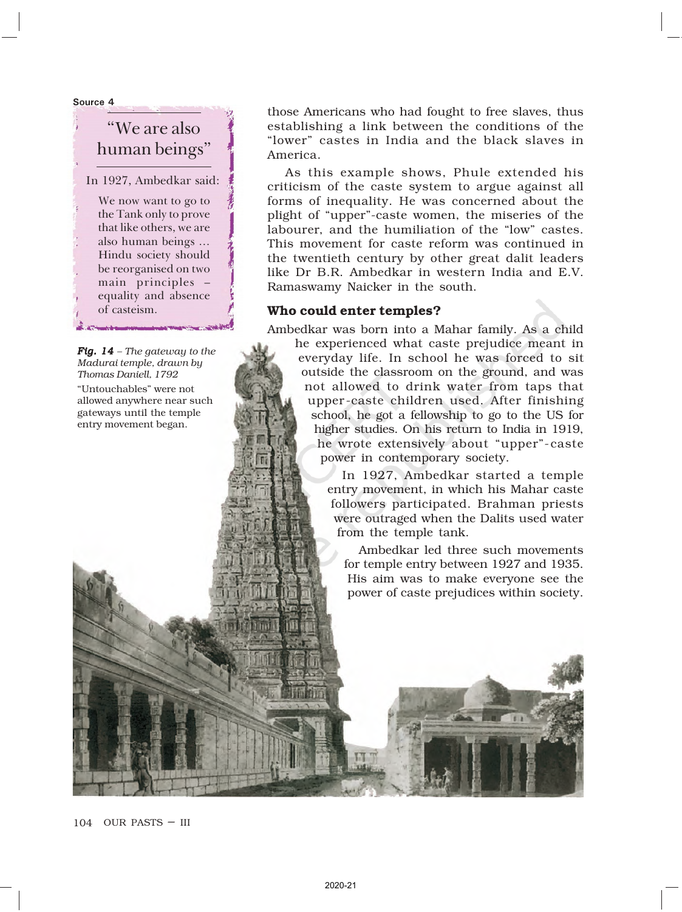Source 4

## "We are also human beings"

In 1927, Ambedkar said:

> We now want to go to the Tank only to prove that like others, we are also human beings ... Hindu society should be reorganised on two main principles – equality and absence of casteism.

***Fig. 14** – The gateway to the Madurai temple, drawn by Thomas Daniell, 1792*

"Untouchables" were not allowed anywhere near such gateways until the temple entry movement began.

those Americans who had fought to free slaves, thus establishing a link between the conditions of the "lower" castes in India and the black slaves in America.

As this example shows, Phule extended his criticism of the caste system to argue against all forms of inequality. He was concerned about the plight of "upper"-caste women, the miseries of the labourer, and the humiliation of the "low" castes. This movement for caste reform was continued in the twentieth century by other great dalit leaders like Dr B.R. Ambedkar in western India and E.V. Ramaswamy Naicker in the south.

### Who could enter temples?

Ambedkar was born into a Mahar family. As a child he experienced what caste prejudice meant in everyday life. In school he was forced to sit outside the classroom on the ground, and was not allowed to drink water from taps that upper-caste children used. After finishing school, he got a fellowship to go to the US for higher studies. On his return to India in 1919, he wrote extensively about "upper"-caste power in contemporary society.

In 1927, Ambedkar started a temple entry movement, in which his Mahar caste followers participated. Brahman priests were outraged when the Dalits used water from the temple tank.

Ambedkar led three such movements for temple entry between 1927 and 1935. His aim was to make everyone see the power of caste prejudices within society.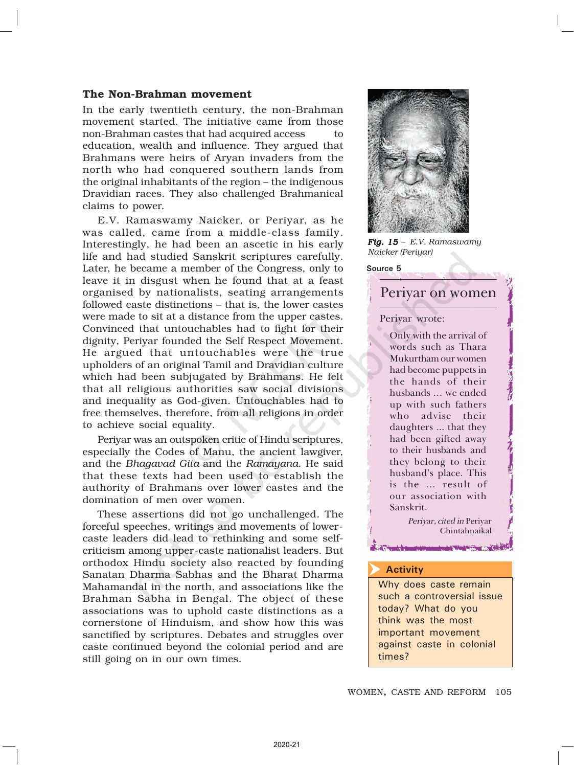### The Non-Brahman movement

In the early twentieth century, the non-Brahman movement started. The initiative came from those non-Brahman castes that had acquired access to education, wealth and influence. They argued that Brahmans were heirs of Aryan invaders from the north who had conquered southern lands from the original inhabitants of the region – the indigenous Dravidian races. They also challenged Brahmanical claims to power.

E.V. Ramaswamy Naicker, or Periyar, as he was called, came from a middle-class family. Interestingly, he had been an ascetic in his early life and had studied Sanskrit scriptures carefully. Later, he became a member of the Congress, only to leave it in disgust when he found that at a feast organised by nationalists, seating arrangements followed caste distinctions – that is, the lower castes were made to sit at a distance from the upper castes. Convinced that untouchables had to fight for their dignity, Periyar founded the Self Respect Movement. He argued that untouchables were the true upholders of an original Tamil and Dravidian culture which had been subjugated by Brahmans. He felt that all religious authorities saw social divisions and inequality as God-given. Untouchables had to free themselves, therefore, from all religions in order to achieve social equality.

Periyar was an outspoken critic of Hindu scriptures, especially the Codes of Manu, the ancient lawgiver, and the *Bhagavad Gita* and the *Ramayana*. He said that these texts had been used to establish the authority of Brahmans over lower castes and the domination of men over women.

These assertions did not go unchallenged. The forceful speeches, writings and movements of lower-caste leaders did lead to rethinking and some self-criticism among upper-caste nationalist leaders. But orthodox Hindu society also reacted by founding Sanatan Dharma Sabhas and the Bharat Dharma Mahamandal in the north, and associations like the Brahman Sabha in Bengal. The object of these associations was to uphold caste distinctions as a cornerstone of Hinduism, and show how this was sanctified by scriptures. Debates and struggles over caste continued beyond the colonial period and are still going on in our own times.

***Fig. 15*** – *E.V. Ramaswamy Naicker (Periyar)*

**Source 5**

## Periyar on women

Periyar wrote:

> Only with the arrival of words such as Thara Mukurtham our women had become puppets in the hands of their husbands … we ended up with such fathers who advise their daughters ... that they had been gifted away to their husbands and they belong to their husband's place. This is the ... result of our association with Sanskrit.
>
> *Periyar, cited in* Periyar Chintahnaikal

**Activity**

Why does caste remain such a controversial issue today? What do you think was the most important movement against caste in colonial times?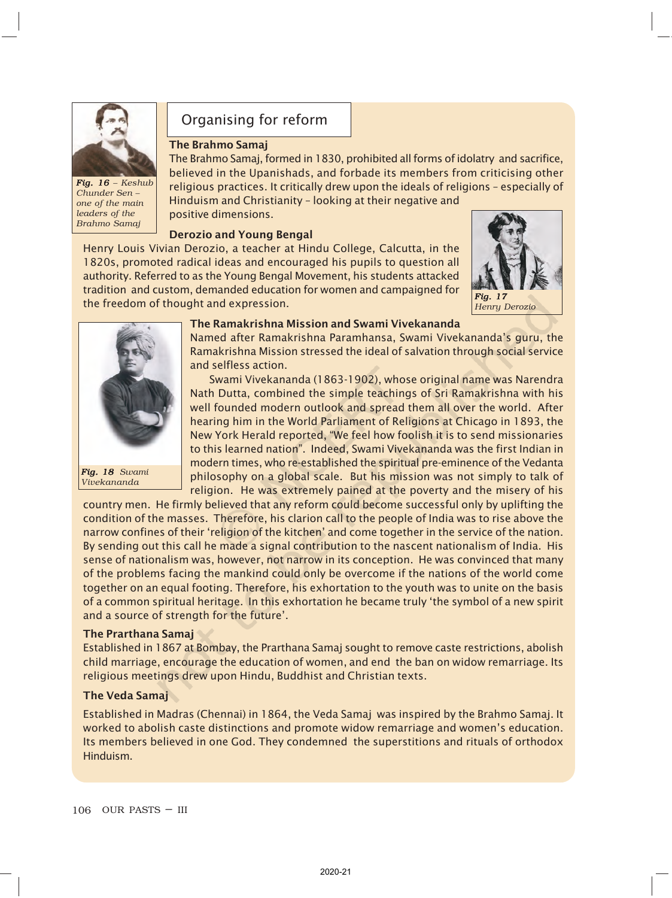Fig. 16 – Keshub Chunder Sen – one of the main leaders of the Brahmo Samaj

## Organising for reform

### The Brahmo Samaj

The Brahmo Samaj, formed in 1830, prohibited all forms of idolatry and sacrifice, believed in the Upanishads, and forbade its members from criticising other religious practices. It critically drew upon the ideals of religions – especially of Hinduism and Christianity – looking at their negative and positive dimensions.

### Derozio and Young Bengal

Henry Louis Vivian Derozio, a teacher at Hindu College, Calcutta, in the 1820s, promoted radical ideas and encouraged his pupils to question all authority. Referred to as the Young Bengal Movement, his students attacked tradition and custom, demanded education for women and campaigned for the freedom of thought and expression.

Fig. 17 Henry Derozio

### The Ramakrishna Mission and Swami Vivekananda

Named after Ramakrishna Paramhansa, Swami Vivekananda's guru, the Ramakrishna Mission stressed the ideal of salvation through social service and selfless action.

Swami Vivekananda (1863-1902), whose original name was Narendra Nath Dutta, combined the simple teachings of Sri Ramakrishna with his well founded modern outlook and spread them all over the world. After hearing him in the World Parliament of Religions at Chicago in 1893, the New York Herald reported, "We feel how foolish it is to send missionaries to this learned nation". Indeed, Swami Vivekananda was the first Indian in modern times, who re-established the spiritual pre-eminence of the Vedanta philosophy on a global scale. But his mission was not simply to talk of religion. He was extremely pained at the poverty and the misery of his country men. He firmly believed that any reform could become successful only by uplifting the condition of the masses. Therefore, his clarion call to the people of India was to rise above the narrow confines of their 'religion of the kitchen' and come together in the service of the nation. By sending out this call he made a signal contribution to the nascent nationalism of India. His sense of nationalism was, however, not narrow in its conception. He was convinced that many of the problems facing the mankind could only be overcome if the nations of the world come together on an equal footing. Therefore, his exhortation to the youth was to unite on the basis of a common spiritual heritage. In this exhortation he became truly 'the symbol of a new spirit and a source of strength for the future'.

Fig. 18 Swami Vivekananda

### The Prarthana Samaj

Established in 1867 at Bombay, the Prarthana Samaj sought to remove caste restrictions, abolish child marriage, encourage the education of women, and end the ban on widow remarriage. Its religious meetings drew upon Hindu, Buddhist and Christian texts.

### The Veda Samaj

Established in Madras (Chennai) in 1864, the Veda Samaj was inspired by the Brahmo Samaj. It worked to abolish caste distinctions and promote widow remarriage and women's education. Its members believed in one God. They condemned the superstitions and rituals of orthodox Hinduism.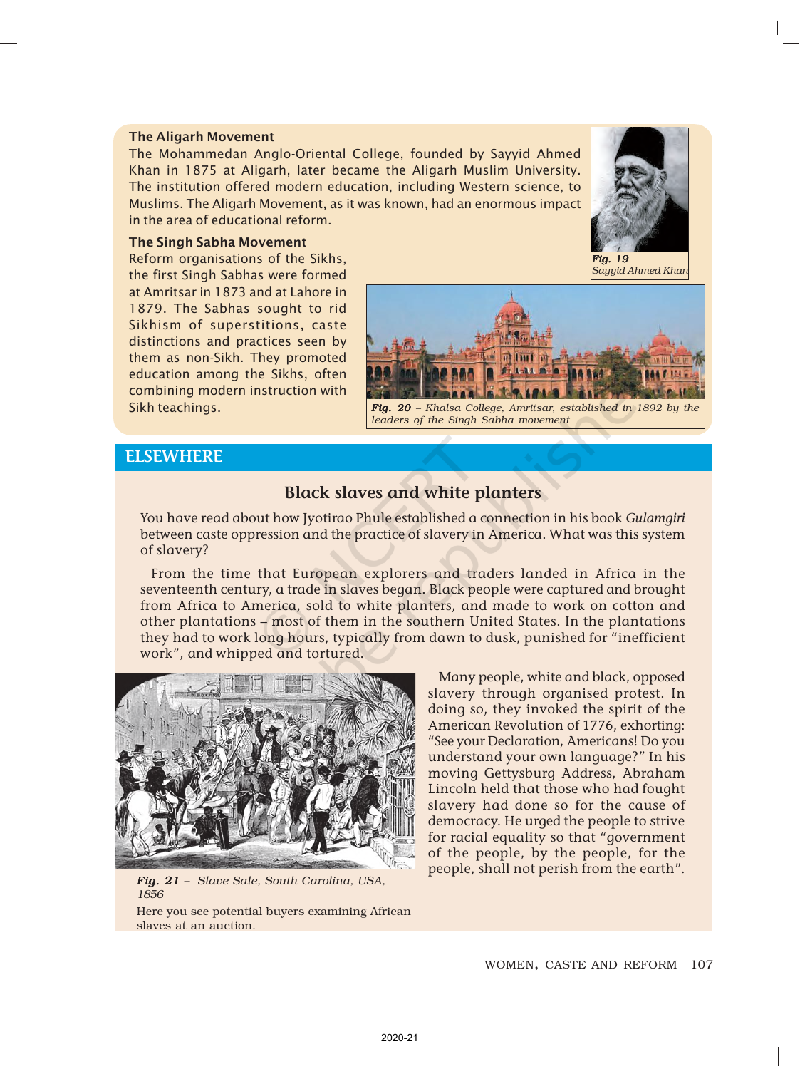### The Aligarh Movement

The Mohammedan Anglo-Oriental College, founded by Sayyid Ahmed Khan in 1875 at Aligarh, later became the Aligarh Muslim University. The institution offered modern education, including Western science, to Muslims. The Aligarh Movement, as it was known, had an enormous impact in the area of educational reform.

*Fig. 19*
*Sayyid Ahmed Khan*

### The Singh Sabha Movement

Reform organisations of the Sikhs, the first Singh Sabhas were formed at Amritsar in 1873 and at Lahore in 1879. The Sabhas sought to rid Sikhism of superstitions, caste distinctions and practices seen by them as non-Sikh. They promoted education among the Sikhs, often combining modern instruction with Sikh teachings.

*Fig. 20 – Khalsa College, Amritsar, established in 1892 by the leaders of the Singh Sabha movement*

## ELSEWHERE

### Black slaves and white planters

You have read about how Jyotirao Phule established a connection in his book *Gulamgiri* between caste oppression and the practice of slavery in America. What was this system of slavery?

From the time that European explorers and traders landed in Africa in the seventeenth century, a trade in slaves began. Black people were captured and brought from Africa to America, sold to white planters, and made to work on cotton and other plantations – most of them in the southern United States. In the plantations they had to work long hours, typically from dawn to dusk, punished for "inefficient work", and whipped and tortured.

*Fig. 21 – Slave Sale, South Carolina, USA, 1856*

Here you see potential buyers examining African slaves at an auction.

Many people, white and black, opposed slavery through organised protest. In doing so, they invoked the spirit of the American Revolution of 1776, exhorting: "See your Declaration, Americans! Do you understand your own language?" In his moving Gettysburg Address, Abraham Lincoln held that those who had fought slavery had done so for the cause of democracy. He urged the people to strive for racial equality so that "government of the people, by the people, for the people, shall not perish from the earth".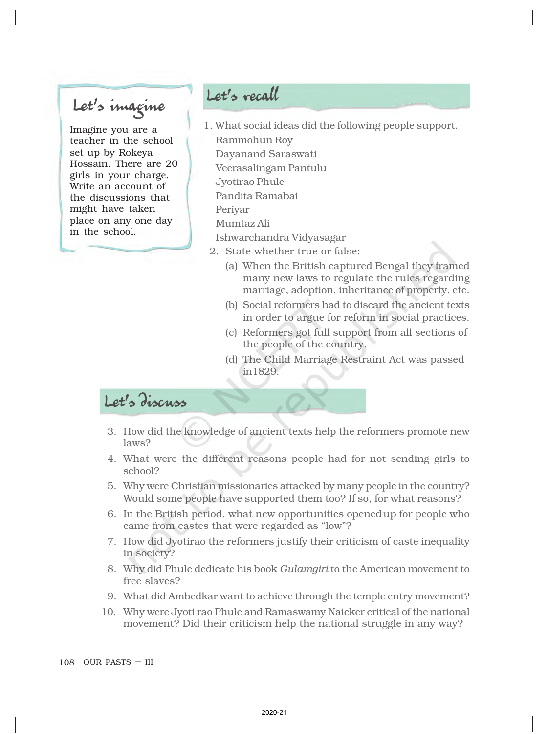## Let's imagine

Imagine you are a teacher in the school set up by Rokeya Hossain. There are 20 girls in your charge. Write an account of the discussions that might have taken place on any one day in the school.

## Let's recall

1. What social ideas did the following people support.
   Rammohun Roy
   Dayanand Saraswati
   Veerasalingam Pantulu
   Jyotirao Phule
   Pandita Ramabai
   Periyar
   Mumtaz Ali
   Ishwarchandra Vidyasagar
2. State whether true or false:
   (a) When the British captured Bengal they framed many new laws to regulate the rules regarding marriage, adoption, inheritance of property, etc.
   (b) Social reformers had to discard the ancient texts in order to argue for reform in social practices.
   (c) Reformers got full support from all sections of the people of the country.
   (d) The Child Marriage Restraint Act was passed in1829.

## Let's discuss

3. How did the knowledge of ancient texts help the reformers promote new laws?
4. What were the different reasons people had for not sending girls to school?
5. Why were Christian missionaries attacked by many people in the country? Would some people have supported them too? If so, for what reasons?
6. In the British period, what new opportunities opened up for people who came from castes that were regarded as "low"?
7. How did Jyotirao the reformers justify their criticism of caste inequality in society?
8. Why did Phule dedicate his book *Gulamgiri* to the American movement to free slaves?
9. What did Ambedkar want to achieve through the temple entry movement?
10. Why were Jyoti rao Phule and Ramaswamy Naicker critical of the national movement? Did their criticism help the national struggle in any way?